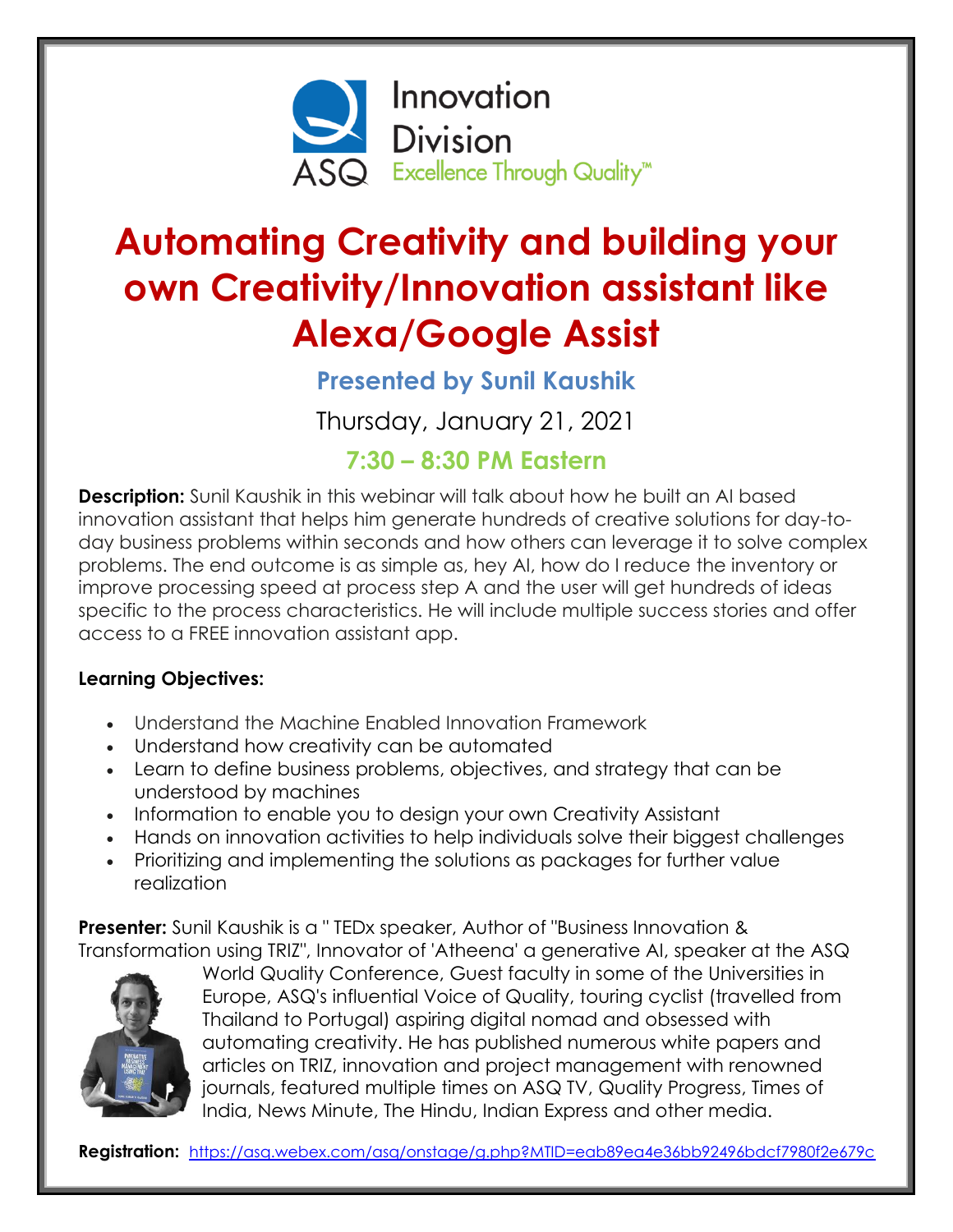ASQ Innovation Division
Excellence Through Quality™

# Automating Creativity and building your own Creativity/Innovation assistant like Alexa/Google Assist

### Presented by Sunil Kaushik

Thursday, January 21, 2021

### 7:30 – 8:30 PM Eastern

**Description:** Sunil Kaushik in this webinar will talk about how he built an AI based innovation assistant that helps him generate hundreds of creative solutions for day-to-day business problems within seconds and how others can leverage it to solve complex problems. The end outcome is as simple as, hey AI, how do I reduce the inventory or improve processing speed at process step A and the user will get hundreds of ideas specific to the process characteristics. He will include multiple success stories and offer access to a FREE innovation assistant app.

**Learning Objectives:**

- Understand the Machine Enabled Innovation Framework
- Understand how creativity can be automated
- Learn to define business problems, objectives, and strategy that can be understood by machines
- Information to enable you to design your own Creativity Assistant
- Hands on innovation activities to help individuals solve their biggest challenges
- Prioritizing and implementing the solutions as packages for further value realization

**Presenter:** Sunil Kaushik is a " TEDx speaker, Author of "Business Innovation & Transformation using TRIZ", Innovator of 'Atheena' a generative AI, speaker at the ASQ World Quality Conference, Guest faculty in some of the Universities in Europe, ASQ's influential Voice of Quality, touring cyclist (travelled from Thailand to Portugal) aspiring digital nomad and obsessed with automating creativity. He has published numerous white papers and articles on TRIZ, innovation and project management with renowned journals, featured multiple times on ASQ TV, Quality Progress, Times of India, News Minute, The Hindu, Indian Express and other media.

**Registration:** https://asq.webex.com/asq/onstage/g.php?MTID=eab89ea4e36bb92496bdcf7980f2e679c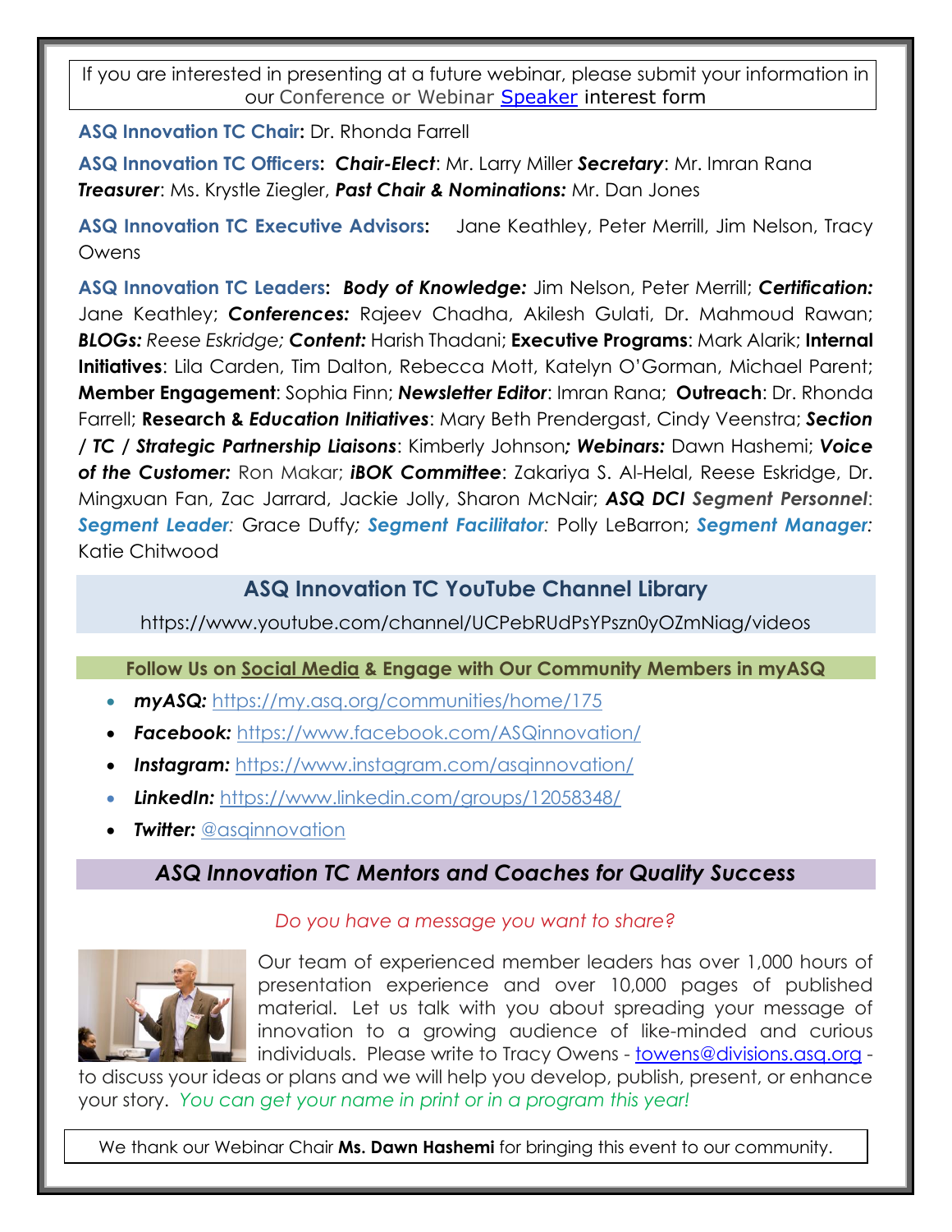If you are interested in presenting at a future webinar, please submit your information in our Conference or Webinar Speaker interest form

**ASQ Innovation TC Chair:** Dr. Rhonda Farrell

**ASQ Innovation TC Officers:** ***Chair-Elect***: Mr. Larry Miller ***Secretary***: Mr. Imran Rana ***Treasurer***: Ms. Krystle Ziegler, ***Past Chair & Nominations:*** Mr. Dan Jones

**ASQ Innovation TC Executive Advisors:** Jane Keathley, Peter Merrill, Jim Nelson, Tracy Owens

**ASQ Innovation TC Leaders:** ***Body of Knowledge:*** Jim Nelson, Peter Merrill; ***Certification:*** Jane Keathley; ***Conferences:*** Rajeev Chadha, Akilesh Gulati, Dr. Mahmoud Rawan; ***BLOGs:*** *Reese Eskridge;* **Content:** Harish Thadani; **Executive Programs**: Mark Alarik; **Internal Initiatives**: Lila Carden, Tim Dalton, Rebecca Mott, Katelyn O'Gorman, Michael Parent; **Member Engagement**: Sophia Finn; ***Newsletter Editor***: Imran Rana; **Outreach**: Dr. Rhonda Farrell; **Research & *Education Initiatives***: Mary Beth Prendergast, Cindy Veenstra; ***Section / TC / Strategic Partnership Liaisons***: Kimberly Johnson***; Webinars:*** Dawn Hashemi; ***Voice of the Customer:*** Ron Makar; ***iBOK Committee***: Zakariya S. Al-Helal, Reese Eskridge, Dr. Mingxuan Fan, Zac Jarrard, Jackie Jolly, Sharon McNair; ***ASQ DCI Segment Personnel***: ***Segment Leader***: Grace Duffy; ***Segment Facilitator***: Polly LeBarron; ***Segment Manager***: Katie Chitwood

## ASQ Innovation TC YouTube Channel Library

https://www.youtube.com/channel/UCPebRUdPsYPszn0yOZmNiag/videos

**Follow Us on Social Media & Engage with Our Community Members in myASQ**

- ***myASQ:*** https://my.asq.org/communities/home/175
- ***Facebook:*** https://www.facebook.com/ASQinnovation/
- ***Instagram:*** https://www.instagram.com/asqinnovation/
- ***LinkedIn:*** https://www.linkedin.com/groups/12058348/
- ***Twitter:*** @asqinnovation

## *ASQ Innovation TC Mentors and Coaches for Quality Success*

*Do you have a message you want to share?*

Our team of experienced member leaders has over 1,000 hours of presentation experience and over 10,000 pages of published material. Let us talk with you about spreading your message of innovation to a growing audience of like-minded and curious individuals. Please write to Tracy Owens - towens@divisions.asq.org - to discuss your ideas or plans and we will help you develop, publish, present, or enhance your story. *You can get your name in print or in a program this year!*

We thank our Webinar Chair **Ms. Dawn Hashemi** for bringing this event to our community.